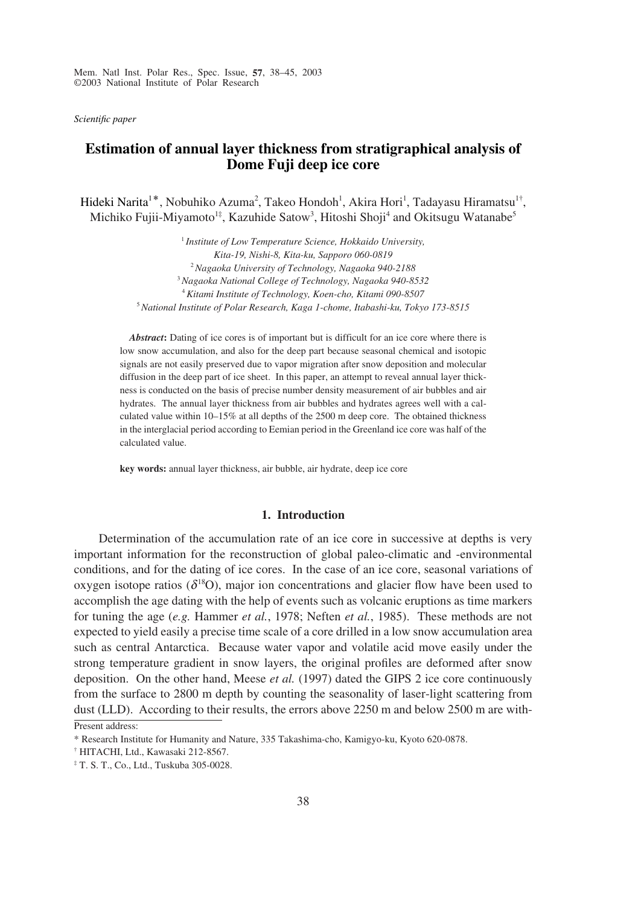*Scientific paper*

# Estimation of annual layer thickness from stratigraphical analysis of Dome Fuji deep ice core

Hideki Narita[1*], Nobuhiko Azuma[2], Takeo Hondoh[1], Akira Hori[1], Tadayasu Hiramatsu[1†], Michiko Fujii-Miyamoto[1‡], Kazuhide Satow[3], Hitoshi Shoji[4] and Okitsugu Watanabe[5]

[1] *Institute of Low Temperature Science, Hokkaido University, Kita-19, Nishi-8, Kita-ku, Sapporo 060-0819*
[2] *Nagaoka University of Technology, Nagaoka 940-2188*
[3] *Nagaoka National College of Technology, Nagaoka 940-8532*
[4] *Kitami Institute of Technology, Koen-cho, Kitami 090-8507*
[5] *National Institute of Polar Research, Kaga 1-chome, Itabashi-ku, Tokyo 173-8515*

***Abstract*:** Dating of ice cores is of important but is difficult for an ice core where there is low snow accumulation, and also for the deep part because seasonal chemical and isotopic signals are not easily preserved due to vapor migration after snow deposition and molecular diffusion in the deep part of ice sheet. In this paper, an attempt to reveal annual layer thickness is conducted on the basis of precise number density measurement of air bubbles and air hydrates. The annual layer thickness from air bubbles and hydrates agrees well with a calculated value within 10–15% at all depths of the 2500 m deep core. The obtained thickness in the interglacial period according to Eemian period in the Greenland ice core was half of the calculated value.

**key words:** annual layer thickness, air bubble, air hydrate, deep ice core

## 1. Introduction

Determination of the accumulation rate of an ice core in successive at depths is very important information for the reconstruction of global paleo-climatic and -environmental conditions, and for the dating of ice cores. In the case of an ice core, seasonal variations of oxygen isotope ratios ($\delta^{18}O$), major ion concentrations and glacier flow have been used to accomplish the age dating with the help of events such as volcanic eruptions as time markers for tuning the age (*e.g.* Hammer *et al.*, 1978; Neften *et al.*, 1985). These methods are not expected to yield easily a precise time scale of a core drilled in a low snow accumulation area such as central Antarctica. Because water vapor and volatile acid move easily under the strong temperature gradient in snow layers, the original profiles are deformed after snow deposition. On the other hand, Meese *et al.* (1997) dated the GIPS 2 ice core continuously from the surface to 2800 m depth by counting the seasonality of laser-light scattering from dust (LLD). According to their results, the errors above 2250 m and below 2500 m are with-

Present address:

\* Research Institute for Humanity and Nature, 335 Takashima-cho, Kamigyo-ku, Kyoto 620-0878.

† HITACHI, Ltd., Kawasaki 212-8567.

‡ T. S. T., Co., Ltd., Tuskuba 305-0028.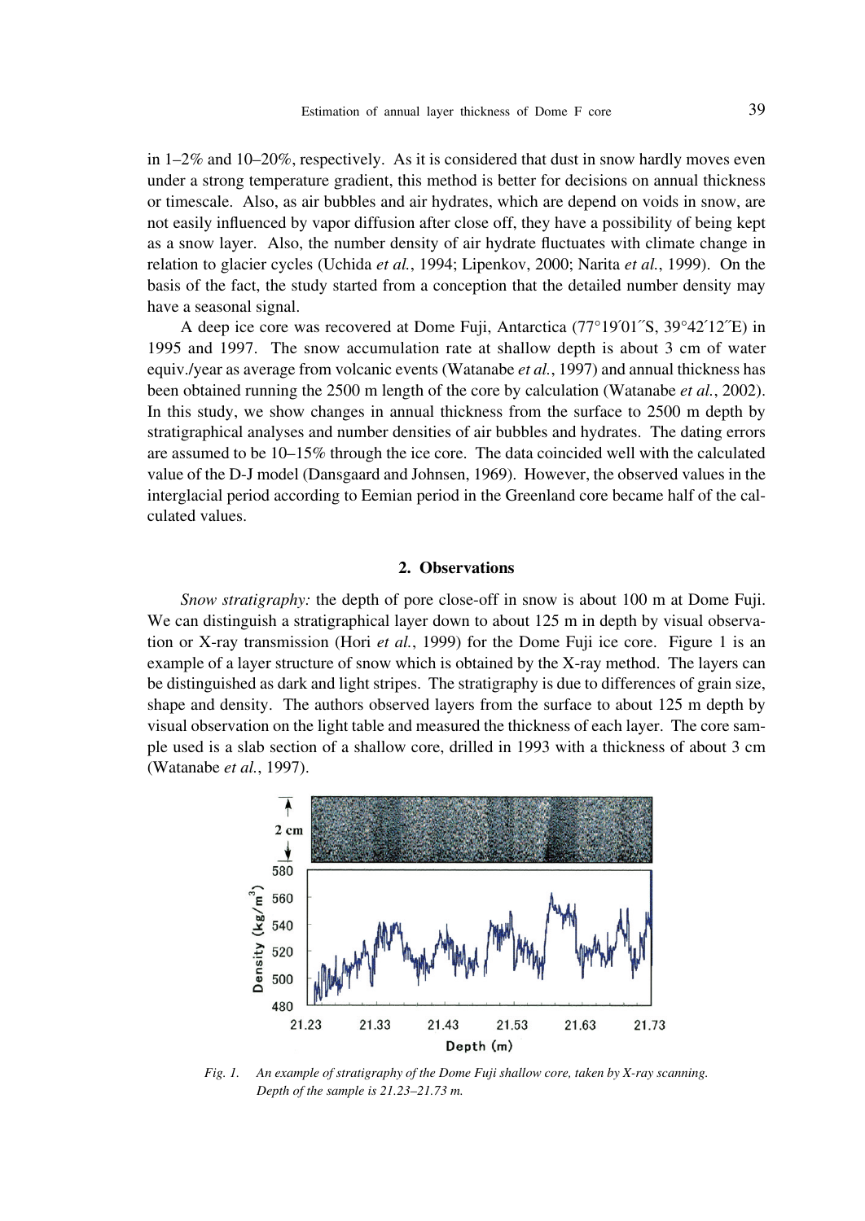in 1–2% and 10–20%, respectively. As it is considered that dust in snow hardly moves even under a strong temperature gradient, this method is better for decisions on annual thickness or timescale. Also, as air bubbles and air hydrates, which are depend on voids in snow, are not easily influenced by vapor diffusion after close off, they have a possibility of being kept as a snow layer. Also, the number density of air hydrate fluctuates with climate change in relation to glacier cycles (Uchida *et al.*, 1994; Lipenkov, 2000; Narita *et al.*, 1999). On the basis of the fact, the study started from a conception that the detailed number density may have a seasonal signal.

A deep ice core was recovered at Dome Fuji, Antarctica (77°19′01″S, 39°42′12″E) in 1995 and 1997. The snow accumulation rate at shallow depth is about 3 cm of water equiv./year as average from volcanic events (Watanabe *et al.*, 1997) and annual thickness has been obtained running the 2500 m length of the core by calculation (Watanabe *et al.*, 2002). In this study, we show changes in annual thickness from the surface to 2500 m depth by stratigraphical analyses and number densities of air bubbles and hydrates. The dating errors are assumed to be 10–15% through the ice core. The data coincided well with the calculated value of the D-J model (Dansgaard and Johnsen, 1969). However, the observed values in the interglacial period according to Eemian period in the Greenland core became half of the calculated values.

## 2. Observations

*Snow stratigraphy:* the depth of pore close-off in snow is about 100 m at Dome Fuji. We can distinguish a stratigraphical layer down to about 125 m in depth by visual observation or X-ray transmission (Hori *et al.*, 1999) for the Dome Fuji ice core. Figure 1 is an example of a layer structure of snow which is obtained by the X-ray method. The layers can be distinguished as dark and light stripes. The stratigraphy is due to differences of grain size, shape and density. The authors observed layers from the surface to about 125 m depth by visual observation on the light table and measured the thickness of each layer. The core sample used is a slab section of a shallow core, drilled in 1993 with a thickness of about 3 cm (Watanabe *et al.*, 1997).

*Fig. 1. An example of stratigraphy of the Dome Fuji shallow core, taken by X-ray scanning. Depth of the sample is 21.23–21.73 m.*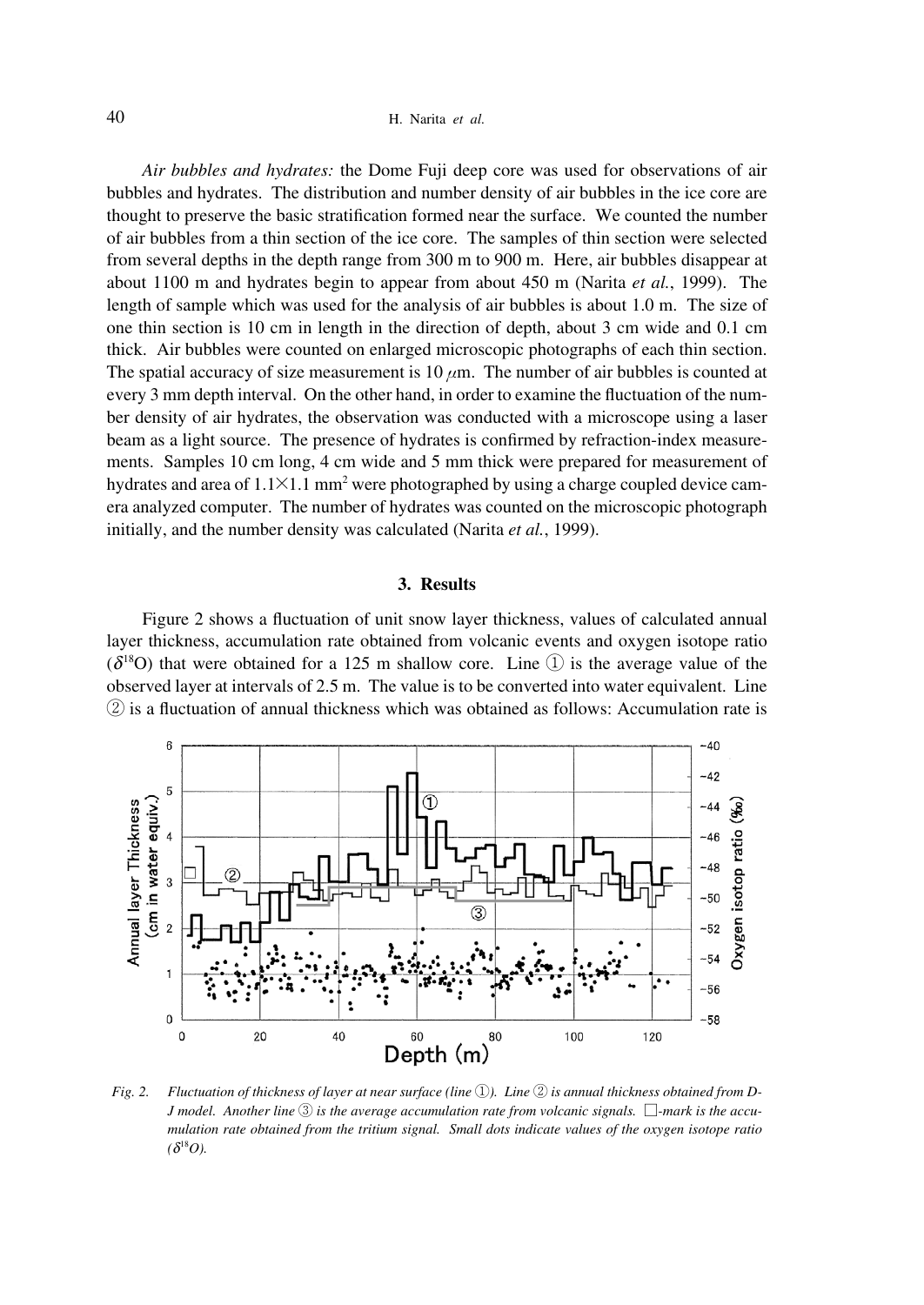*Air bubbles and hydrates:* the Dome Fuji deep core was used for observations of air bubbles and hydrates. The distribution and number density of air bubbles in the ice core are thought to preserve the basic stratification formed near the surface. We counted the number of air bubbles from a thin section of the ice core. The samples of thin section were selected from several depths in the depth range from 300 m to 900 m. Here, air bubbles disappear at about 1100 m and hydrates begin to appear from about 450 m (Narita *et al.*, 1999). The length of sample which was used for the analysis of air bubbles is about 1.0 m. The size of one thin section is 10 cm in length in the direction of depth, about 3 cm wide and 0.1 cm thick. Air bubbles were counted on enlarged microscopic photographs of each thin section. The spatial accuracy of size measurement is 10 $\mu$m. The number of air bubbles is counted at every 3 mm depth interval. On the other hand, in order to examine the fluctuation of the number density of air hydrates, the observation was conducted with a microscope using a laser beam as a light source. The presence of hydrates is confirmed by refraction-index measurements. Samples 10 cm long, 4 cm wide and 5 mm thick were prepared for measurement of hydrates and area of $1.1 \times 1.1$ mm$^2$ were photographed by using a charge coupled device camera analyzed computer. The number of hydrates was counted on the microscopic photograph initially, and the number density was calculated (Narita *et al.*, 1999).

## 3. Results

Figure 2 shows a fluctuation of unit snow layer thickness, values of calculated annual layer thickness, accumulation rate obtained from volcanic events and oxygen isotope ratio ($\delta^{18}O$) that were obtained for a 125 m shallow core. Line ① is the average value of the observed layer at intervals of 2.5 m. The value is to be converted into water equivalent. Line ② is a fluctuation of annual thickness which was obtained as follows: Accumulation rate is

*Fig. 2. Fluctuation of thickness of layer at near surface (line ①). Line ② is annual thickness obtained from D-J model. Another line ③ is the average accumulation rate from volcanic signals. □-mark is the accumulation rate obtained from the tritium signal. Small dots indicate values of the oxygen isotope ratio ($\delta^{18}O$).*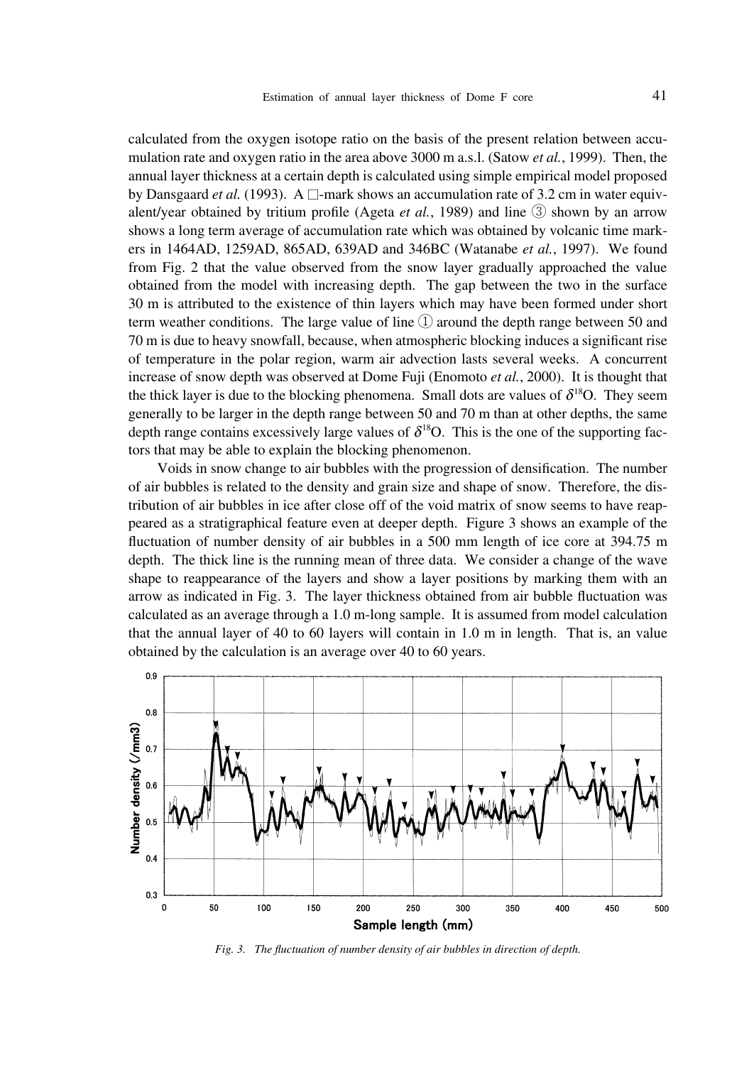calculated from the oxygen isotope ratio on the basis of the present relation between accumulation rate and oxygen ratio in the area above 3000 m a.s.l. (Satow *et al.*, 1999). Then, the annual layer thickness at a certain depth is calculated using simple empirical model proposed by Dansgaard *et al.* (1993). A □-mark shows an accumulation rate of 3.2 cm in water equivalent/year obtained by tritium profile (Ageta *et al.*, 1989) and line ③ shown by an arrow shows a long term average of accumulation rate which was obtained by volcanic time markers in 1464AD, 1259AD, 865AD, 639AD and 346BC (Watanabe *et al.*, 1997). We found from Fig. 2 that the value observed from the snow layer gradually approached the value obtained from the model with increasing depth. The gap between the two in the surface 30 m is attributed to the existence of thin layers which may have been formed under short term weather conditions. The large value of line ① around the depth range between 50 and 70 m is due to heavy snowfall, because, when atmospheric blocking induces a significant rise of temperature in the polar region, warm air advection lasts several weeks. A concurrent increase of snow depth was observed at Dome Fuji (Enomoto *et al.*, 2000). It is thought that the thick layer is due to the blocking phenomena. Small dots are values of $\delta^{18}$O. They seem generally to be larger in the depth range between 50 and 70 m than at other depths, the same depth range contains excessively large values of $\delta^{18}$O. This is the one of the supporting factors that may be able to explain the blocking phenomenon.

Voids in snow change to air bubbles with the progression of densification. The number of air bubbles is related to the density and grain size and shape of snow. Therefore, the distribution of air bubbles in ice after close off of the void matrix of snow seems to have reappeared as a stratigraphical feature even at deeper depth. Figure 3 shows an example of the fluctuation of number density of air bubbles in a 500 mm length of ice core at 394.75 m depth. The thick line is the running mean of three data. We consider a change of the wave shape to reappearance of the layers and show a layer positions by marking them with an arrow as indicated in Fig. 3. The layer thickness obtained from air bubble fluctuation was calculated as an average through a 1.0 m-long sample. It is assumed from model calculation that the annual layer of 40 to 60 layers will contain in 1.0 m in length. That is, an value obtained by the calculation is an average over 40 to 60 years.

*Fig. 3. The fluctuation of number density of air bubbles in direction of depth.*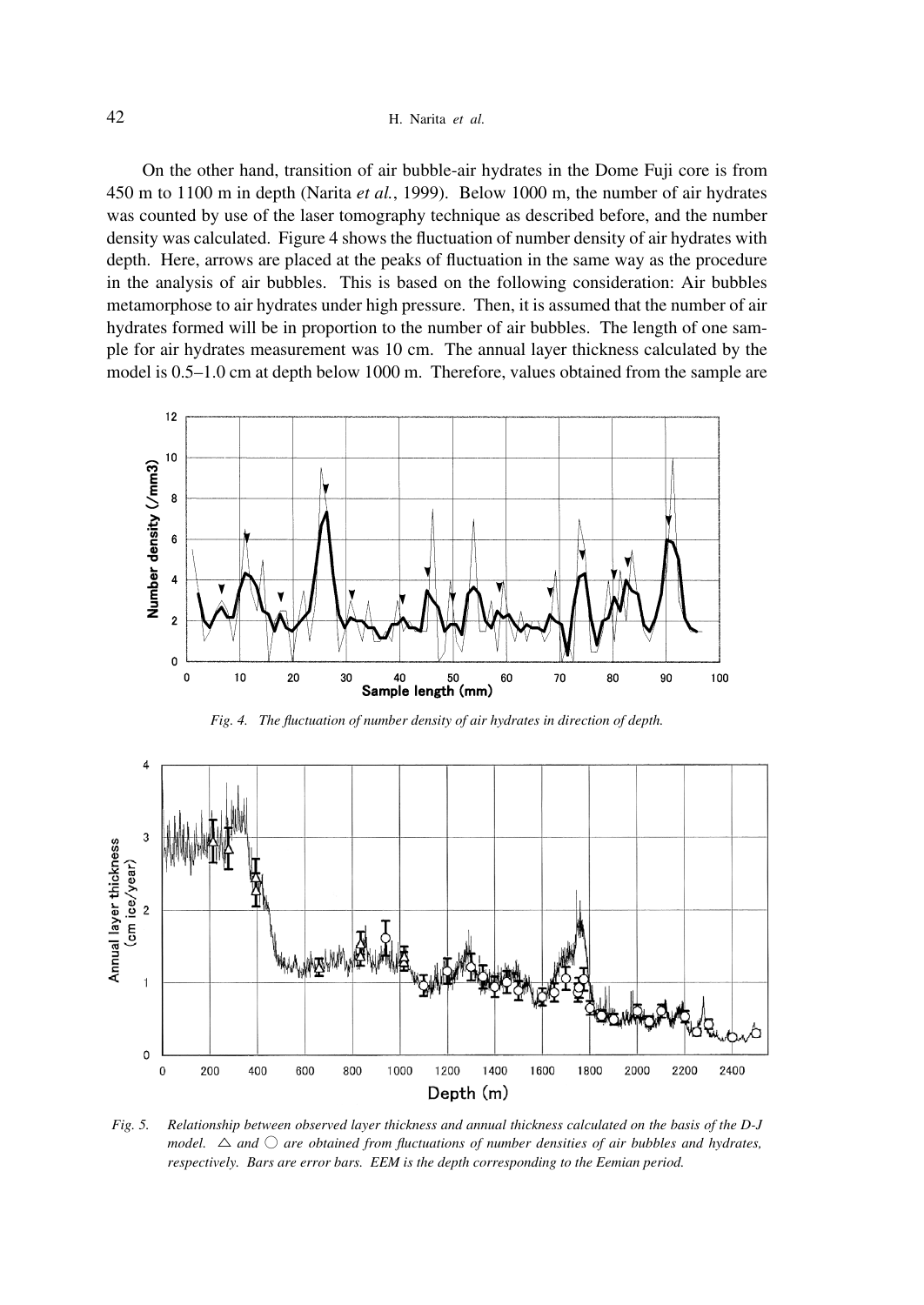On the other hand, transition of air bubble-air hydrates in the Dome Fuji core is from 450 m to 1100 m in depth (Narita *et al.*, 1999). Below 1000 m, the number of air hydrates was counted by use of the laser tomography technique as described before, and the number density was calculated. Figure 4 shows the fluctuation of number density of air hydrates with depth. Here, arrows are placed at the peaks of fluctuation in the same way as the procedure in the analysis of air bubbles. This is based on the following consideration: Air bubbles metamorphose to air hydrates under high pressure. Then, it is assumed that the number of air hydrates formed will be in proportion to the number of air bubbles. The length of one sample for air hydrates measurement was 10 cm. The annual layer thickness calculated by the model is 0.5–1.0 cm at depth below 1000 m. Therefore, values obtained from the sample are

*Fig. 4. The fluctuation of number density of air hydrates in direction of depth.*

*Fig. 5. Relationship between observed layer thickness and annual thickness calculated on the basis of the D-J model. △ and ○ are obtained from fluctuations of number densities of air bubbles and hydrates, respectively. Bars are error bars. EEM is the depth corresponding to the Eemian period.*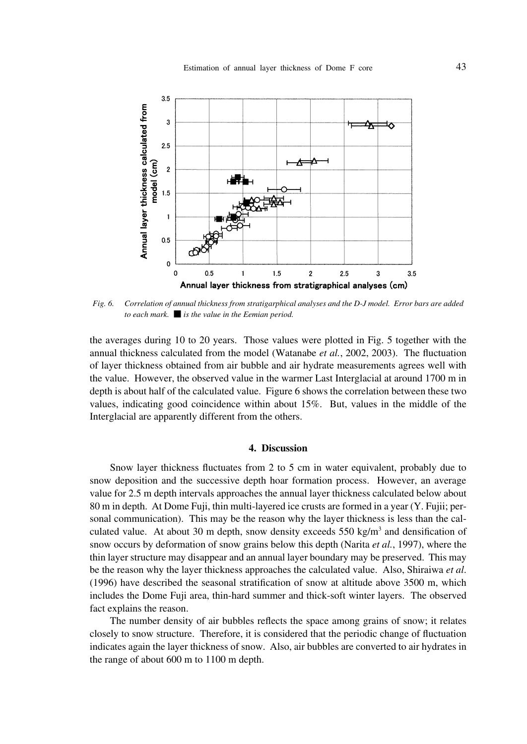Fig. 6. *Correlation of annual thickness from stratigarphical analyses and the D-J model. Error bars are added to each mark.* ■ *is the value in the Eemian period.*

the averages during 10 to 20 years. Those values were plotted in Fig. 5 together with the annual thickness calculated from the model (Watanabe *et al.*, 2002, 2003). The fluctuation of layer thickness obtained from air bubble and air hydrate measurements agrees well with the value. However, the observed value in the warmer Last Interglacial at around 1700 m in depth is about half of the calculated value. Figure 6 shows the correlation between these two values, indicating good coincidence within about 15%. But, values in the middle of the Interglacial are apparently different from the others.

## 4. Discussion

Snow layer thickness fluctuates from 2 to 5 cm in water equivalent, probably due to snow deposition and the successive depth hoar formation process. However, an average value for 2.5 m depth intervals approaches the annual layer thickness calculated below about 80 m in depth. At Dome Fuji, thin multi-layered ice crusts are formed in a year (Y. Fujii; personal communication). This may be the reason why the layer thickness is less than the calculated value. At about 30 m depth, snow density exceeds 550 kg/m$^3$ and densification of snow occurs by deformation of snow grains below this depth (Narita *et al.*, 1997), where the thin layer structure may disappear and an annual layer boundary may be preserved. This may be the reason why the layer thickness approaches the calculated value. Also, Shiraiwa *et al.* (1996) have described the seasonal stratification of snow at altitude above 3500 m, which includes the Dome Fuji area, thin-hard summer and thick-soft winter layers. The observed fact explains the reason.

The number density of air bubbles reflects the space among grains of snow; it relates closely to snow structure. Therefore, it is considered that the periodic change of fluctuation indicates again the layer thickness of snow. Also, air bubbles are converted to air hydrates in the range of about 600 m to 1100 m depth.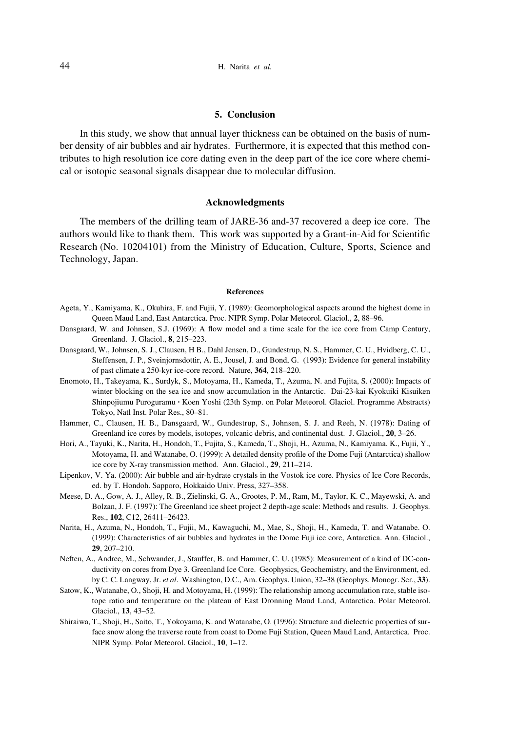## 5. Conclusion

In this study, we show that annual layer thickness can be obtained on the basis of number density of air bubbles and air hydrates. Furthermore, it is expected that this method contributes to high resolution ice core dating even in the deep part of the ice core where chemical or isotopic seasonal signals disappear due to molecular diffusion.

## Acknowledgments

The members of the drilling team of JARE-36 and-37 recovered a deep ice core. The authors would like to thank them. This work was supported by a Grant-in-Aid for Scientific Research (No. 10204101) from the Ministry of Education, Culture, Sports, Science and Technology, Japan.

### References

Ageta, Y., Kamiyama, K., Okuhira, F. and Fujii, Y. (1989): Geomorphological aspects around the highest dome in Queen Maud Land, East Antarctica. Proc. NIPR Symp. Polar Meteorol. Glaciol., **2**, 88–96.

Dansgaard, W. and Johnsen, S.J. (1969): A flow model and a time scale for the ice core from Camp Century, Greenland. J. Glaciol., **8**, 215–223.

Dansgaard, W., Johnsen, S. J., Clausen, H B., Dahl Jensen, D., Gundestrup, N. S., Hammer, C. U., Hvidberg, C. U., Steffensen, J. P., Sveinjornsdottir, A. E., Jousel, J. and Bond, G. (1993): Evidence for general instability of past climate a 250-kyr ice-core record. Nature, **364**, 218–220.

Enomoto, H., Takeyama, K., Surdyk, S., Motoyama, H., Kameda, T., Azuma, N. and Fujita, S. (2000): Impacts of winter blocking on the sea ice and snow accumulation in the Antarctic. Dai-23-kai Kyokuiki Kisuiken Shinpojiumu Puroguramu・Koen Yoshi (23th Symp. on Polar Meteorol. Glaciol. Programme Abstracts) Tokyo, Natl Inst. Polar Res., 80–81.

Hammer, C., Clausen, H. B., Dansgaard, W., Gundestrup, S., Johnsen, S. J. and Reeh, N. (1978): Dating of Greenland ice cores by models, isotopes, volcanic debris, and continental dust. J. Glaciol., **20**, 3–26.

Hori, A., Tayuki, K., Narita, H., Hondoh, T., Fujita, S., Kameda, T., Shoji, H., Azuma, N., Kamiyama. K., Fujii, Y., Motoyama, H. and Watanabe, O. (1999): A detailed density profile of the Dome Fuji (Antarctica) shallow ice core by X-ray transmission method. Ann. Glaciol., **29**, 211–214.

Lipenkov, V. Ya. (2000): Air bubble and air-hydrate crystals in the Vostok ice core. Physics of Ice Core Records, ed. by T. Hondoh. Sapporo, Hokkaido Univ. Press, 327–358.

Meese, D. A., Gow, A. J., Alley, R. B., Zielinski, G. A., Grootes, P. M., Ram, M., Taylor, K. C., Mayewski, A. and Bolzan, J. F. (1997): The Greenland ice sheet project 2 depth-age scale: Methods and results. J. Geophys. Res., **102**, C12, 26411–26423.

Narita, H., Azuma, N., Hondoh, T., Fujii, M., Kawaguchi, M., Mae, S., Shoji, H., Kameda, T. and Watanabe. O. (1999): Characteristics of air bubbles and hydrates in the Dome Fuji ice core, Antarctica. Ann. Glaciol., **29**, 207–210.

Neften, A., Andree, M., Schwander, J., Stauffer, B. and Hammer, C. U. (1985): Measurement of a kind of DC-conductivity on cores from Dye 3. Greenland Ice Core. Geophysics, Geochemistry, and the Environment, ed. by C. C. Langway, Jr. *et al*. Washington, D.C., Am. Geophys. Union, 32–38 (Geophys. Monogr. Ser., **33**).

Satow, K., Watanabe, O., Shoji, H. and Motoyama, H. (1999): The relationship among accumulation rate, stable isotope ratio and temperature on the plateau of East Dronning Maud Land, Antarctica. Polar Meteorol. Glaciol., **13**, 43–52.

Shiraiwa, T., Shoji, H., Saito, T., Yokoyama, K. and Watanabe, O. (1996): Structure and dielectric properties of surface snow along the traverse route from coast to Dome Fuji Station, Queen Maud Land, Antarctica. Proc. NIPR Symp. Polar Meteorol. Glaciol., **10**, 1–12.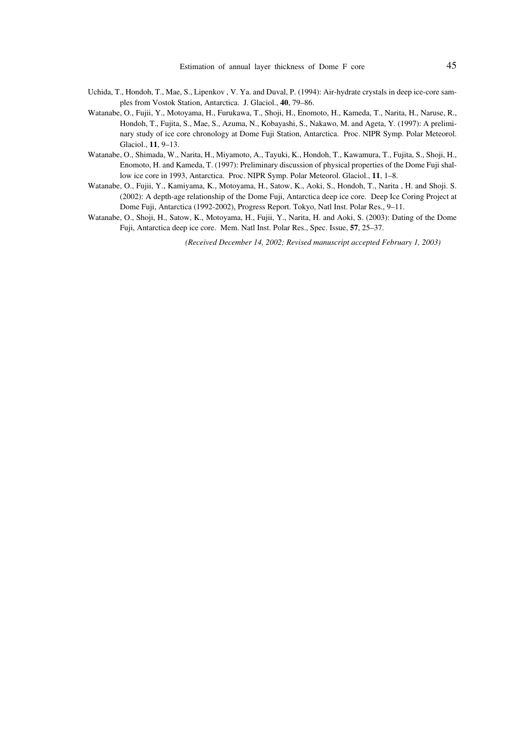Uchida, T., Hondoh, T., Mae, S., Lipenkov , V. Ya. and Duval, P. (1994): Air-hydrate crystals in deep ice-core samples from Vostok Station, Antarctica. J. Glaciol., **40**, 79–86.

Watanabe, O., Fujii, Y., Motoyama, H., Furukawa, T., Shoji, H., Enomoto, H., Kameda, T., Narita, H., Naruse, R., Hondoh, T., Fujita, S., Mae, S., Azuma, N., Kobayashi, S., Nakawo, M. and Ageta, Y. (1997): A preliminary study of ice core chronology at Dome Fuji Station, Antarctica. Proc. NIPR Symp. Polar Meteorol. Glaciol., **11**, 9–13.

Watanabe, O., Shimada, W., Narita, H., Miyamoto, A., Tayuki, K., Hondoh, T., Kawamura, T., Fujita, S., Shoji, H., Enomoto, H. and Kameda, T. (1997): Preliminary discussion of physical properties of the Dome Fuji shallow ice core in 1993, Antarctica. Proc. NIPR Symp. Polar Meteorol. Glaciol., **11**, 1–8.

Watanabe, O., Fujii, Y., Kamiyama, K., Motoyama, H., Satow, K., Aoki, S., Hondoh, T., Narita , H. and Shoji. S. (2002): A depth-age relationship of the Dome Fuji, Antarctica deep ice core. Deep Ice Coring Project at Dome Fuji, Antarctica (1992-2002), Progress Report. Tokyo, Natl Inst. Polar Res., 9–11.

Watanabe, O., Shoji, H., Satow, K., Motoyama, H., Fujii, Y., Narita, H. and Aoki, S. (2003): Dating of the Dome Fuji, Antarctica deep ice core. Mem. Natl Inst. Polar Res., Spec. Issue, **57**, 25–37.

*(Received December 14, 2002; Revised manuscript accepted February 1, 2003)*